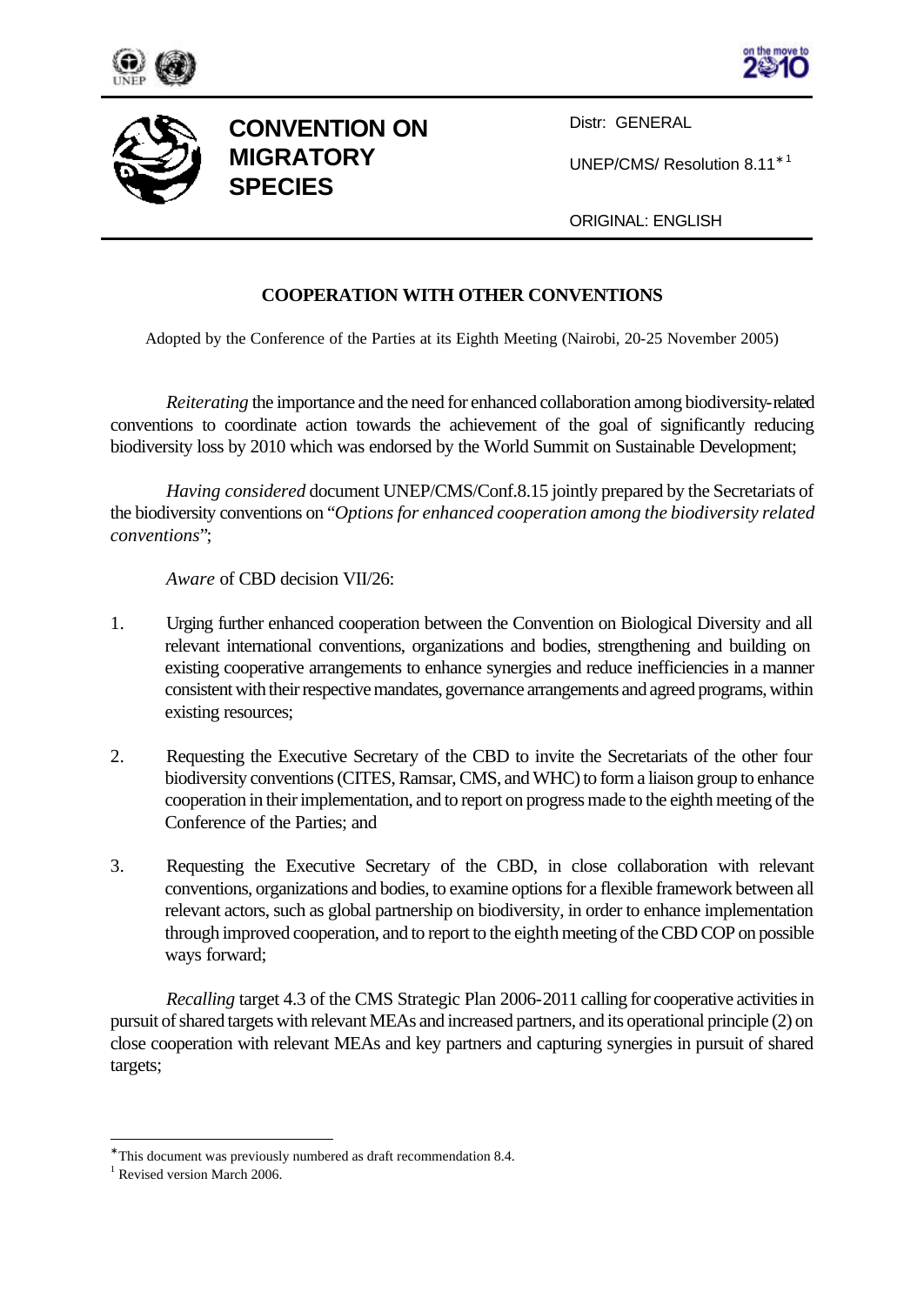**CONVENTION ON MIGRATORY SPECIES**

Distr: GENERAL

UNEP/CMS/ Resolution 8.11*[1]

ORIGINAL: ENGLISH

## COOPERATION WITH OTHER CONVENTIONS

Adopted by the Conference of the Parties at its Eighth Meeting (Nairobi, 20-25 November 2005)

*Reiterating* the importance and the need for enhanced collaboration among biodiversity-related conventions to coordinate action towards the achievement of the goal of significantly reducing biodiversity loss by 2010 which was endorsed by the World Summit on Sustainable Development;

*Having considered* document UNEP/CMS/Conf.8.15 jointly prepared by the Secretariats of the biodiversity conventions on "*Options for enhanced cooperation among the biodiversity related conventions*";

*Aware* of CBD decision VII/26:

1. Urging further enhanced cooperation between the Convention on Biological Diversity and all relevant international conventions, organizations and bodies, strengthening and building on existing cooperative arrangements to enhance synergies and reduce inefficiencies in a manner consistent with their respective mandates, governance arrangements and agreed programs, within existing resources;

2. Requesting the Executive Secretary of the CBD to invite the Secretariats of the other four biodiversity conventions (CITES, Ramsar, CMS, and WHC) to form a liaison group to enhance cooperation in their implementation, and to report on progress made to the eighth meeting of the Conference of the Parties; and

3. Requesting the Executive Secretary of the CBD, in close collaboration with relevant conventions, organizations and bodies, to examine options for a flexible framework between all relevant actors, such as global partnership on biodiversity, in order to enhance implementation through improved cooperation, and to report to the eighth meeting of the CBD COP on possible ways forward;

*Recalling* target 4.3 of the CMS Strategic Plan 2006-2011 calling for cooperative activities in pursuit of shared targets with relevant MEAs and increased partners, and its operational principle (2) on close cooperation with relevant MEAs and key partners and capturing synergies in pursuit of shared targets;

---

* This document was previously numbered as draft recommendation 8.4.

[1] Revised version March 2006.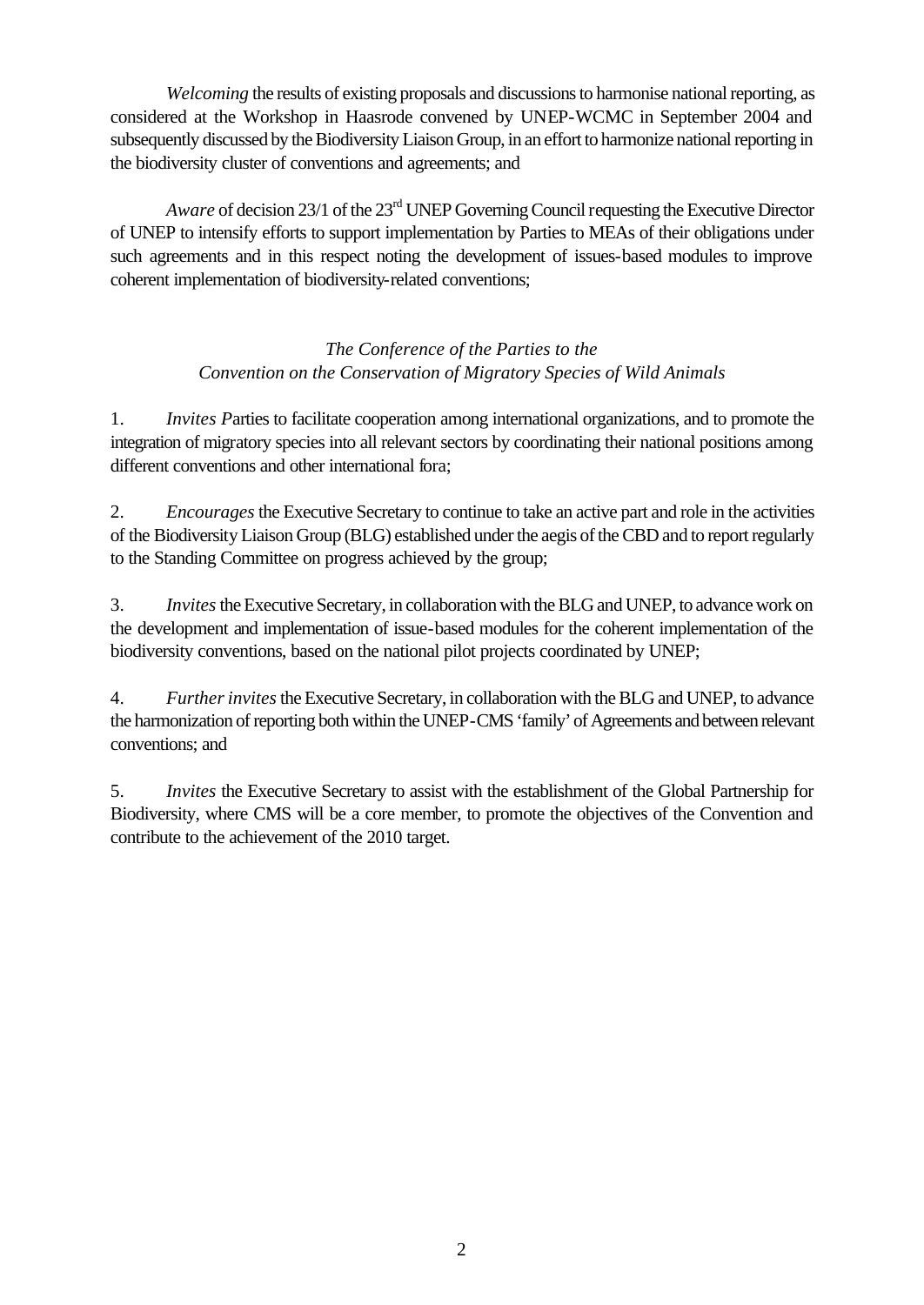*Welcoming* the results of existing proposals and discussions to harmonise national reporting, as considered at the Workshop in Haasrode convened by UNEP-WCMC in September 2004 and subsequently discussed by the Biodiversity Liaison Group, in an effort to harmonize national reporting in the biodiversity cluster of conventions and agreements; and

*Aware* of decision 23/1 of the 23rd UNEP Governing Council requesting the Executive Director of UNEP to intensify efforts to support implementation by Parties to MEAs of their obligations under such agreements and in this respect noting the development of issues-based modules to improve coherent implementation of biodiversity-related conventions;

*The Conference of the Parties to the Convention on the Conservation of Migratory Species of Wild Animals*

1. *Invites P*arties to facilitate cooperation among international organizations, and to promote the integration of migratory species into all relevant sectors by coordinating their national positions among different conventions and other international fora;

2. *Encourages* the Executive Secretary to continue to take an active part and role in the activities of the Biodiversity Liaison Group (BLG) established under the aegis of the CBD and to report regularly to the Standing Committee on progress achieved by the group;

3. *Invites* the Executive Secretary, in collaboration with the BLG and UNEP, to advance work on the development and implementation of issue-based modules for the coherent implementation of the biodiversity conventions, based on the national pilot projects coordinated by UNEP;

4. *Further invites* the Executive Secretary, in collaboration with the BLG and UNEP, to advance the harmonization of reporting both within the UNEP-CMS 'family' of Agreements and between relevant conventions; and

5. *Invites* the Executive Secretary to assist with the establishment of the Global Partnership for Biodiversity, where CMS will be a core member, to promote the objectives of the Convention and contribute to the achievement of the 2010 target.